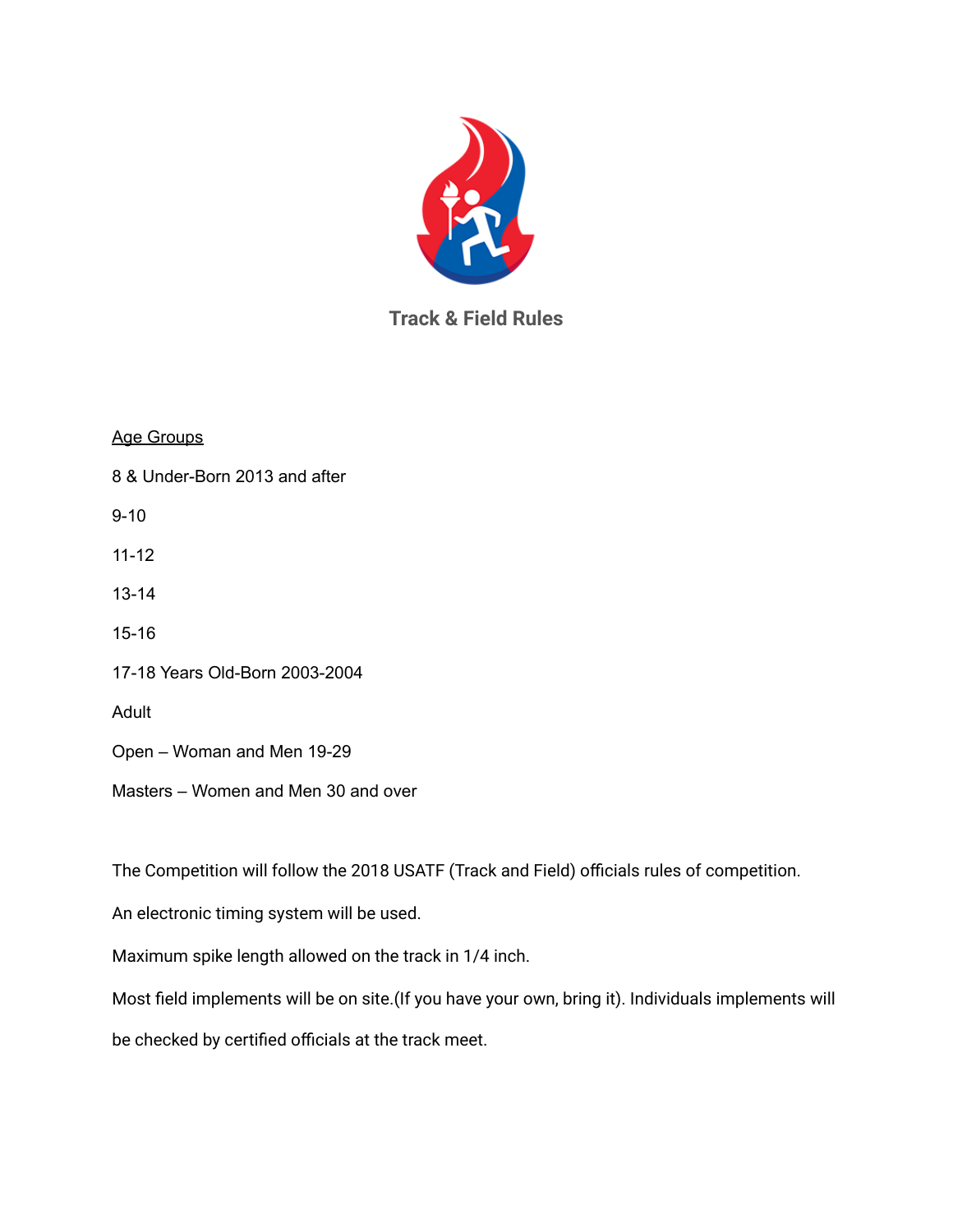# Track & Field Rules

<u>Age Groups</u>

8 & Under-Born 2013 and after

9-10

11-12

13-14

15-16

17-18 Years Old-Born 2003-2004

Adult

Open – Woman and Men 19-29

Masters – Women and Men 30 and over

The Competition will follow the 2018 USATF (Track and Field) officials rules of competition.

An electronic timing system will be used.

Maximum spike length allowed on the track in 1/4 inch.

Most field implements will be on site.(If you have your own, bring it). Individuals implements will be checked by certified officials at the track meet.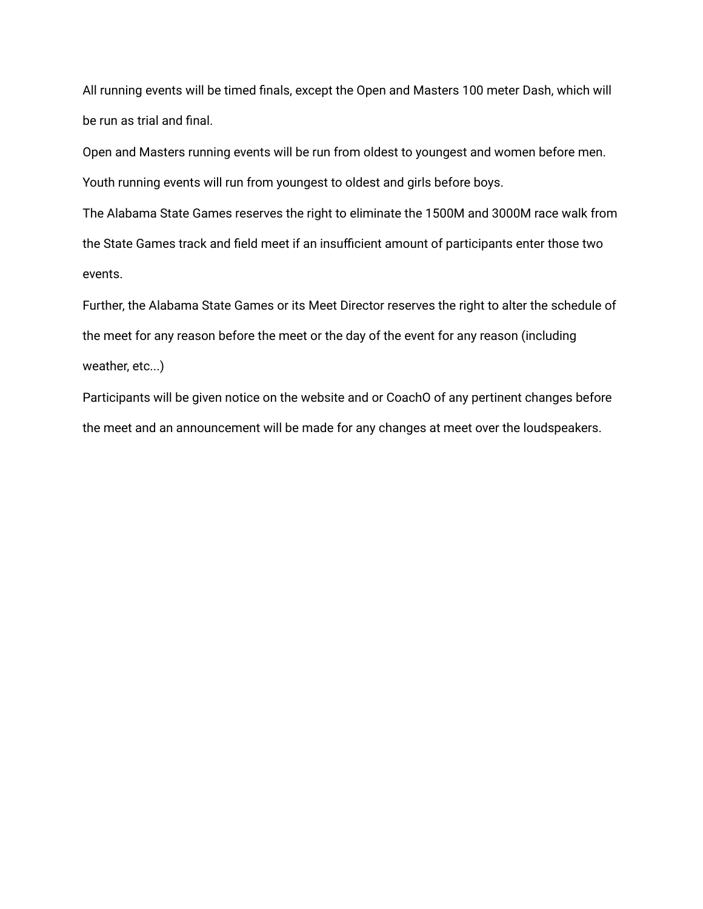All running events will be timed finals, except the Open and Masters 100 meter Dash, which will be run as trial and final.

Open and Masters running events will be run from oldest to youngest and women before men.

Youth running events will run from youngest to oldest and girls before boys.

The Alabama State Games reserves the right to eliminate the 1500M and 3000M race walk from the State Games track and field meet if an insufficient amount of participants enter those two events.

Further, the Alabama State Games or its Meet Director reserves the right to alter the schedule of the meet for any reason before the meet or the day of the event for any reason (including weather, etc...)

Participants will be given notice on the website and or CoachO of any pertinent changes before the meet and an announcement will be made for any changes at meet over the loudspeakers.